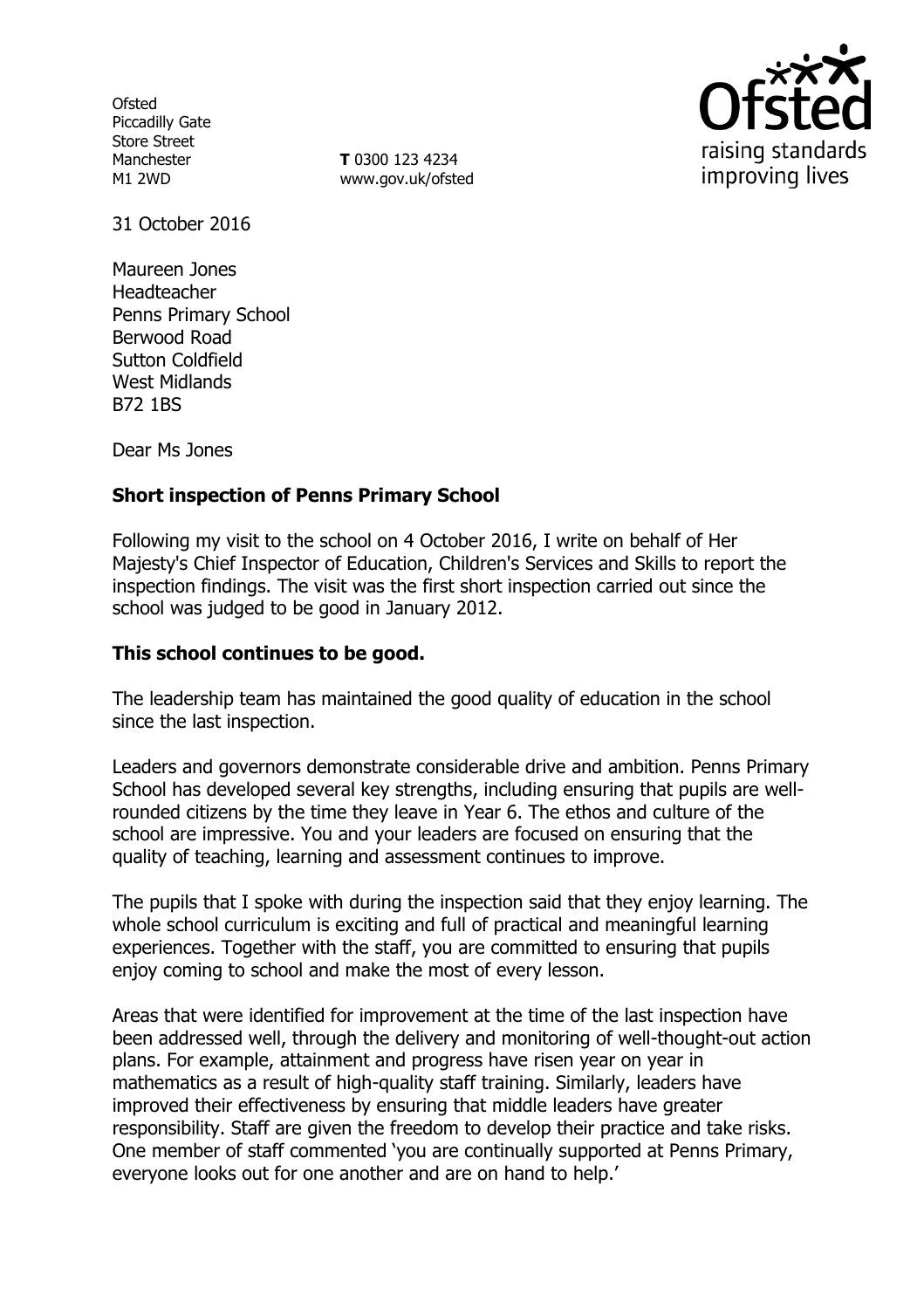Ofsted
Piccadilly Gate
Store Street
Manchester
M1 2WD

**T** 0300 123 4234
www.gov.uk/ofsted

raising standards improving lives

31 October 2016

Maureen Jones
Headteacher
Penns Primary School
Berwood Road
Sutton Coldfield
West Midlands
B72 1BS

Dear Ms Jones

**Short inspection of Penns Primary School**

Following my visit to the school on 4 October 2016, I write on behalf of Her Majesty's Chief Inspector of Education, Children's Services and Skills to report the inspection findings. The visit was the first short inspection carried out since the school was judged to be good in January 2012.

**This school continues to be good.**

The leadership team has maintained the good quality of education in the school since the last inspection.

Leaders and governors demonstrate considerable drive and ambition. Penns Primary School has developed several key strengths, including ensuring that pupils are well-rounded citizens by the time they leave in Year 6. The ethos and culture of the school are impressive. You and your leaders are focused on ensuring that the quality of teaching, learning and assessment continues to improve.

The pupils that I spoke with during the inspection said that they enjoy learning. The whole school curriculum is exciting and full of practical and meaningful learning experiences. Together with the staff, you are committed to ensuring that pupils enjoy coming to school and make the most of every lesson.

Areas that were identified for improvement at the time of the last inspection have been addressed well, through the delivery and monitoring of well-thought-out action plans. For example, attainment and progress have risen year on year in mathematics as a result of high-quality staff training. Similarly, leaders have improved their effectiveness by ensuring that middle leaders have greater responsibility. Staff are given the freedom to develop their practice and take risks. One member of staff commented 'you are continually supported at Penns Primary, everyone looks out for one another and are on hand to help.'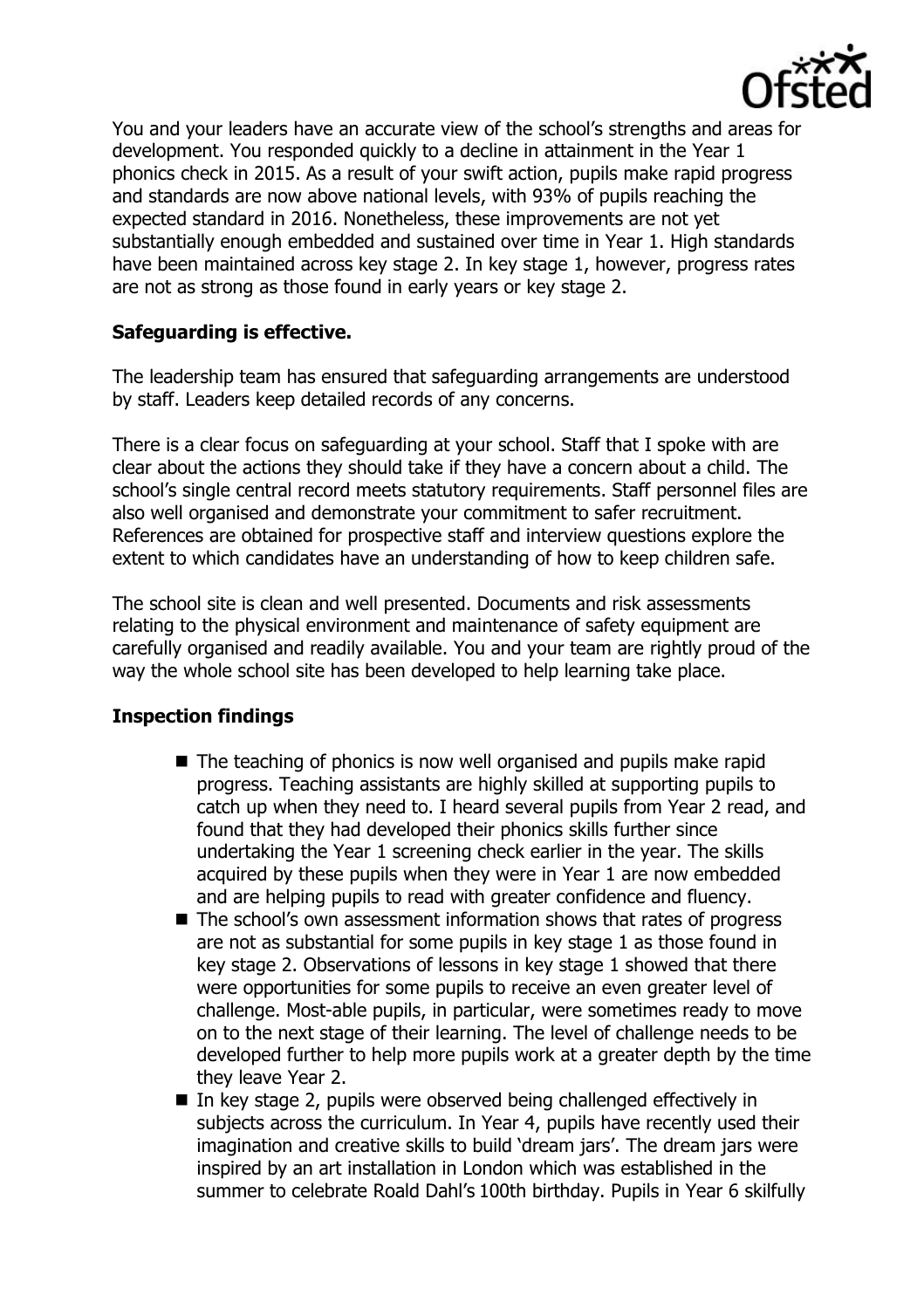You and your leaders have an accurate view of the school's strengths and areas for development. You responded quickly to a decline in attainment in the Year 1 phonics check in 2015. As a result of your swift action, pupils make rapid progress and standards are now above national levels, with 93% of pupils reaching the expected standard in 2016. Nonetheless, these improvements are not yet substantially enough embedded and sustained over time in Year 1. High standards have been maintained across key stage 2. In key stage 1, however, progress rates are not as strong as those found in early years or key stage 2.

**Safeguarding is effective.**

The leadership team has ensured that safeguarding arrangements are understood by staff. Leaders keep detailed records of any concerns.

There is a clear focus on safeguarding at your school. Staff that I spoke with are clear about the actions they should take if they have a concern about a child. The school's single central record meets statutory requirements. Staff personnel files are also well organised and demonstrate your commitment to safer recruitment. References are obtained for prospective staff and interview questions explore the extent to which candidates have an understanding of how to keep children safe.

The school site is clean and well presented. Documents and risk assessments relating to the physical environment and maintenance of safety equipment are carefully organised and readily available. You and your team are rightly proud of the way the whole school site has been developed to help learning take place.

**Inspection findings**

- The teaching of phonics is now well organised and pupils make rapid progress. Teaching assistants are highly skilled at supporting pupils to catch up when they need to. I heard several pupils from Year 2 read, and found that they had developed their phonics skills further since undertaking the Year 1 screening check earlier in the year. The skills acquired by these pupils when they were in Year 1 are now embedded and are helping pupils to read with greater confidence and fluency.
- The school's own assessment information shows that rates of progress are not as substantial for some pupils in key stage 1 as those found in key stage 2. Observations of lessons in key stage 1 showed that there were opportunities for some pupils to receive an even greater level of challenge. Most-able pupils, in particular, were sometimes ready to move on to the next stage of their learning. The level of challenge needs to be developed further to help more pupils work at a greater depth by the time they leave Year 2.
- In key stage 2, pupils were observed being challenged effectively in subjects across the curriculum. In Year 4, pupils have recently used their imagination and creative skills to build 'dream jars'. The dream jars were inspired by an art installation in London which was established in the summer to celebrate Roald Dahl's 100th birthday. Pupils in Year 6 skilfully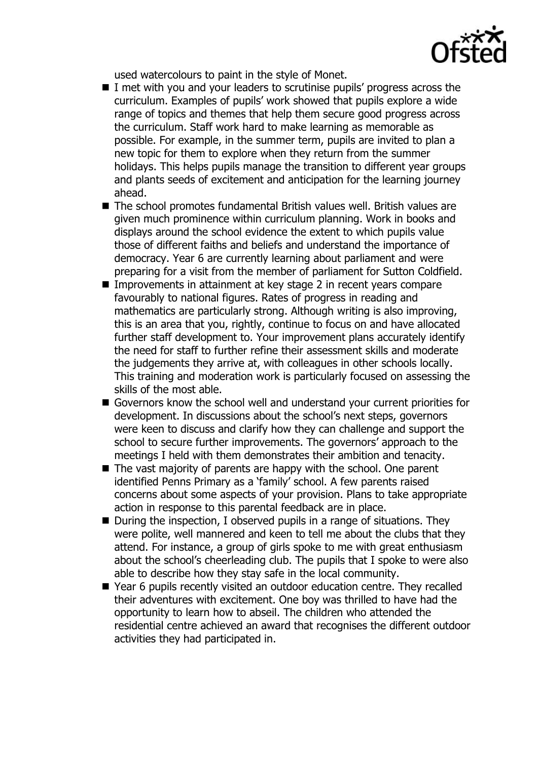used watercolours to paint in the style of Monet.

- I met with you and your leaders to scrutinise pupils' progress across the curriculum. Examples of pupils' work showed that pupils explore a wide range of topics and themes that help them secure good progress across the curriculum. Staff work hard to make learning as memorable as possible. For example, in the summer term, pupils are invited to plan a new topic for them to explore when they return from the summer holidays. This helps pupils manage the transition to different year groups and plants seeds of excitement and anticipation for the learning journey ahead.
- The school promotes fundamental British values well. British values are given much prominence within curriculum planning. Work in books and displays around the school evidence the extent to which pupils value those of different faiths and beliefs and understand the importance of democracy. Year 6 are currently learning about parliament and were preparing for a visit from the member of parliament for Sutton Coldfield.
- Improvements in attainment at key stage 2 in recent years compare favourably to national figures. Rates of progress in reading and mathematics are particularly strong. Although writing is also improving, this is an area that you, rightly, continue to focus on and have allocated further staff development to. Your improvement plans accurately identify the need for staff to further refine their assessment skills and moderate the judgements they arrive at, with colleagues in other schools locally. This training and moderation work is particularly focused on assessing the skills of the most able.
- Governors know the school well and understand your current priorities for development. In discussions about the school's next steps, governors were keen to discuss and clarify how they can challenge and support the school to secure further improvements. The governors' approach to the meetings I held with them demonstrates their ambition and tenacity.
- The vast majority of parents are happy with the school. One parent identified Penns Primary as a 'family' school. A few parents raised concerns about some aspects of your provision. Plans to take appropriate action in response to this parental feedback are in place.
- During the inspection, I observed pupils in a range of situations. They were polite, well mannered and keen to tell me about the clubs that they attend. For instance, a group of girls spoke to me with great enthusiasm about the school's cheerleading club. The pupils that I spoke to were also able to describe how they stay safe in the local community.
- Year 6 pupils recently visited an outdoor education centre. They recalled their adventures with excitement. One boy was thrilled to have had the opportunity to learn how to abseil. The children who attended the residential centre achieved an award that recognises the different outdoor activities they had participated in.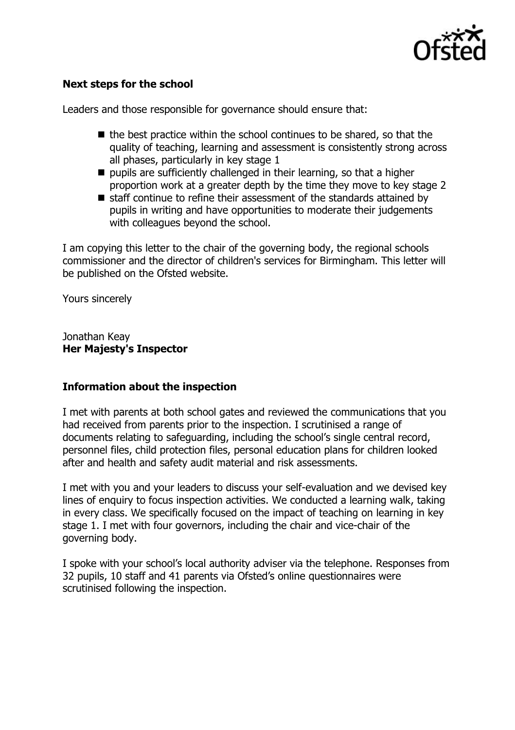**Next steps for the school**

Leaders and those responsible for governance should ensure that:

- the best practice within the school continues to be shared, so that the quality of teaching, learning and assessment is consistently strong across all phases, particularly in key stage 1
- pupils are sufficiently challenged in their learning, so that a higher proportion work at a greater depth by the time they move to key stage 2
- staff continue to refine their assessment of the standards attained by pupils in writing and have opportunities to moderate their judgements with colleagues beyond the school.

I am copying this letter to the chair of the governing body, the regional schools commissioner and the director of children's services for Birmingham. This letter will be published on the Ofsted website.

Yours sincerely

Jonathan Keay
**Her Majesty's Inspector**

**Information about the inspection**

I met with parents at both school gates and reviewed the communications that you had received from parents prior to the inspection. I scrutinised a range of documents relating to safeguarding, including the school's single central record, personnel files, child protection files, personal education plans for children looked after and health and safety audit material and risk assessments.

I met with you and your leaders to discuss your self-evaluation and we devised key lines of enquiry to focus inspection activities. We conducted a learning walk, taking in every class. We specifically focused on the impact of teaching on learning in key stage 1. I met with four governors, including the chair and vice-chair of the governing body.

I spoke with your school's local authority adviser via the telephone. Responses from 32 pupils, 10 staff and 41 parents via Ofsted's online questionnaires were scrutinised following the inspection.